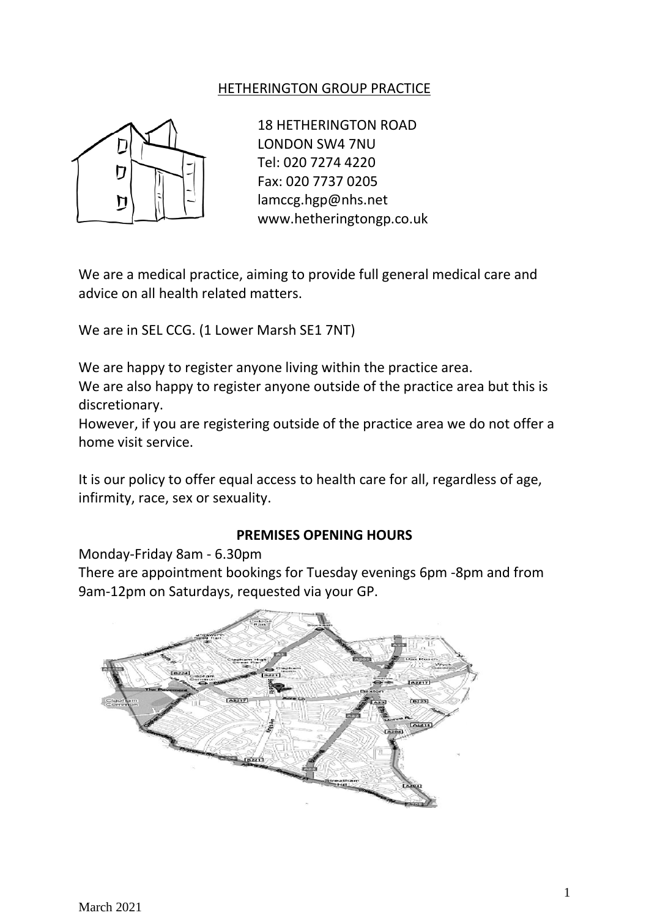# HETHERINGTON GROUP PRACTICE

18 HETHERINGTON ROAD
LONDON SW4 7NU
Tel: 020 7274 4220
Fax: 020 7737 0205
lamccg.hgp@nhs.net
www.hetheringtongp.co.uk

We are a medical practice, aiming to provide full general medical care and advice on all health related matters.

We are in SEL CCG. (1 Lower Marsh SE1 7NT)

We are happy to register anyone living within the practice area.
We are also happy to register anyone outside of the practice area but this is discretionary.
However, if you are registering outside of the practice area we do not offer a home visit service.

It is our policy to offer equal access to health care for all, regardless of age, infirmity, race, sex or sexuality.

## PREMISES OPENING HOURS

Monday-Friday 8am - 6.30pm
There are appointment bookings for Tuesday evenings 6pm -8pm and from 9am-12pm on Saturdays, requested via your GP.

March 2021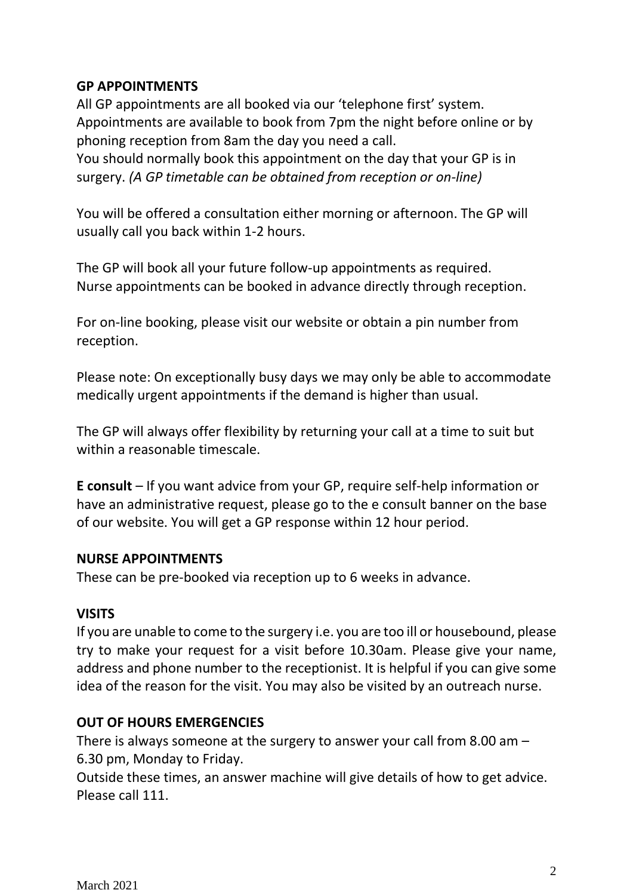**GP APPOINTMENTS**

All GP appointments are all booked via our 'telephone first' system. Appointments are available to book from 7pm the night before online or by phoning reception from 8am the day you need a call.
You should normally book this appointment on the day that your GP is in surgery. *(A GP timetable can be obtained from reception or on-line)*

You will be offered a consultation either morning or afternoon. The GP will usually call you back within 1-2 hours.

The GP will book all your future follow-up appointments as required.
Nurse appointments can be booked in advance directly through reception.

For on-line booking, please visit our website or obtain a pin number from reception.

Please note: On exceptionally busy days we may only be able to accommodate medically urgent appointments if the demand is higher than usual.

The GP will always offer flexibility by returning your call at a time to suit but within a reasonable timescale.

**E consult** – If you want advice from your GP, require self-help information or have an administrative request, please go to the e consult banner on the base of our website. You will get a GP response within 12 hour period.

**NURSE APPOINTMENTS**

These can be pre-booked via reception up to 6 weeks in advance.

**VISITS**

If you are unable to come to the surgery i.e. you are too ill or housebound, please try to make your request for a visit before 10.30am. Please give your name, address and phone number to the receptionist. It is helpful if you can give some idea of the reason for the visit. You may also be visited by an outreach nurse.

**OUT OF HOURS EMERGENCIES**

There is always someone at the surgery to answer your call from 8.00 am – 6.30 pm, Monday to Friday.
Outside these times, an answer machine will give details of how to get advice. Please call 111.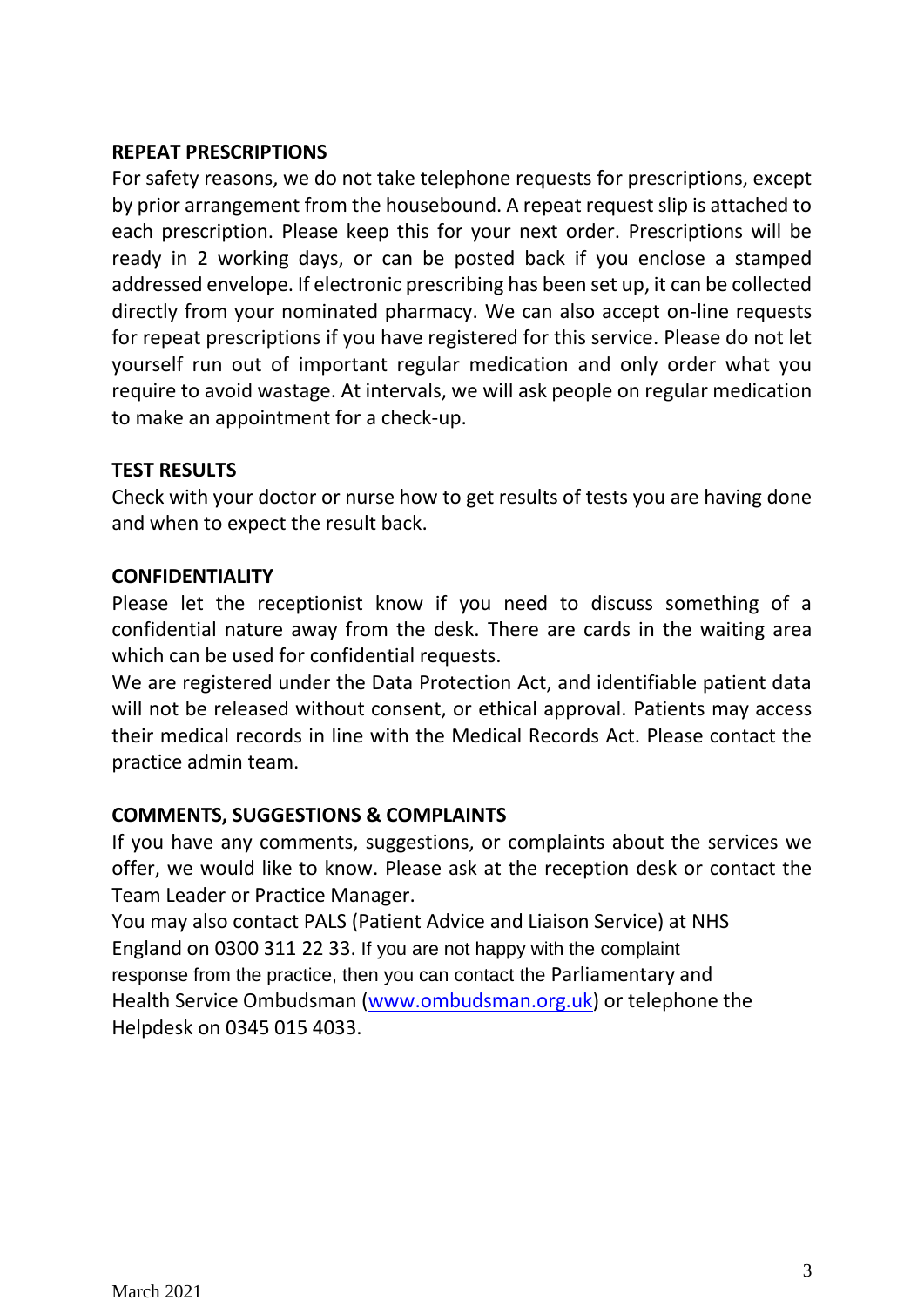## REPEAT PRESCRIPTIONS

For safety reasons, we do not take telephone requests for prescriptions, except by prior arrangement from the housebound. A repeat request slip is attached to each prescription. Please keep this for your next order. Prescriptions will be ready in 2 working days, or can be posted back if you enclose a stamped addressed envelope. If electronic prescribing has been set up, it can be collected directly from your nominated pharmacy. We can also accept on-line requests for repeat prescriptions if you have registered for this service. Please do not let yourself run out of important regular medication and only order what you require to avoid wastage. At intervals, we will ask people on regular medication to make an appointment for a check-up.

## TEST RESULTS

Check with your doctor or nurse how to get results of tests you are having done and when to expect the result back.

## CONFIDENTIALITY

Please let the receptionist know if you need to discuss something of a confidential nature away from the desk. There are cards in the waiting area which can be used for confidential requests.

We are registered under the Data Protection Act, and identifiable patient data will not be released without consent, or ethical approval. Patients may access their medical records in line with the Medical Records Act. Please contact the practice admin team.

## COMMENTS, SUGGESTIONS & COMPLAINTS

If you have any comments, suggestions, or complaints about the services we offer, we would like to know. Please ask at the reception desk or contact the Team Leader or Practice Manager.

You may also contact PALS (Patient Advice and Liaison Service) at NHS England on 0300 311 22 33. If you are not happy with the complaint response from the practice, then you can contact the Parliamentary and Health Service Ombudsman ([www.ombudsman.org.uk](http://www.ombudsman.org.uk)) or telephone the Helpdesk on 0345 015 4033.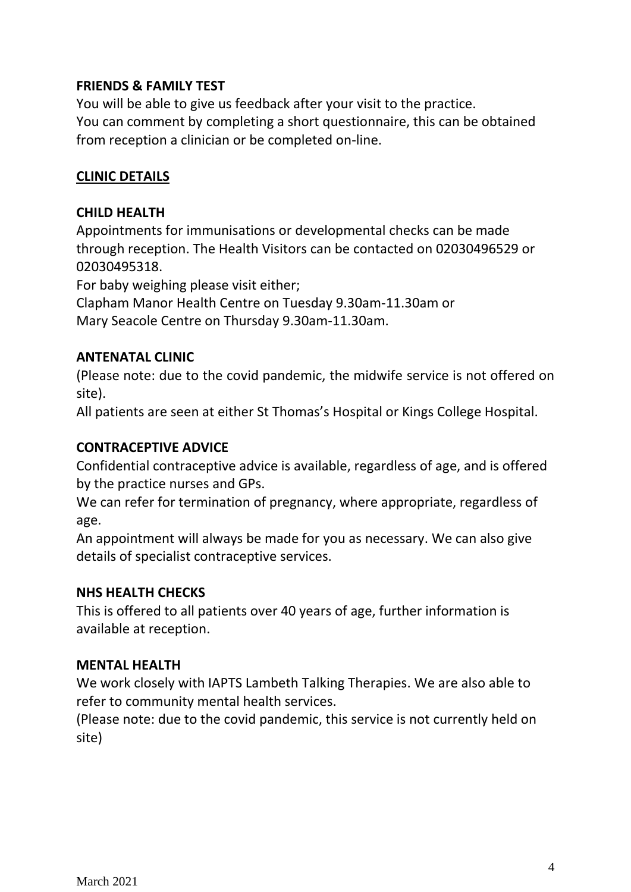**FRIENDS & FAMILY TEST**

You will be able to give us feedback after your visit to the practice.
You can comment by completing a short questionnaire, this can be obtained from reception a clinician or be completed on-line.

## CLINIC DETAILS

**CHILD HEALTH**

Appointments for immunisations or developmental checks can be made through reception. The Health Visitors can be contacted on 02030496529 or 02030495318.
For baby weighing please visit either;
Clapham Manor Health Centre on Tuesday 9.30am-11.30am or
Mary Seacole Centre on Thursday 9.30am-11.30am.

**ANTENATAL CLINIC**

(Please note: due to the covid pandemic, the midwife service is not offered on site).
All patients are seen at either St Thomas's Hospital or Kings College Hospital.

**CONTRACEPTIVE ADVICE**

Confidential contraceptive advice is available, regardless of age, and is offered by the practice nurses and GPs.
We can refer for termination of pregnancy, where appropriate, regardless of age.
An appointment will always be made for you as necessary. We can also give details of specialist contraceptive services.

**NHS HEALTH CHECKS**

This is offered to all patients over 40 years of age, further information is available at reception.

**MENTAL HEALTH**

We work closely with IAPTS Lambeth Talking Therapies. We are also able to refer to community mental health services.
(Please note: due to the covid pandemic, this service is not currently held on site)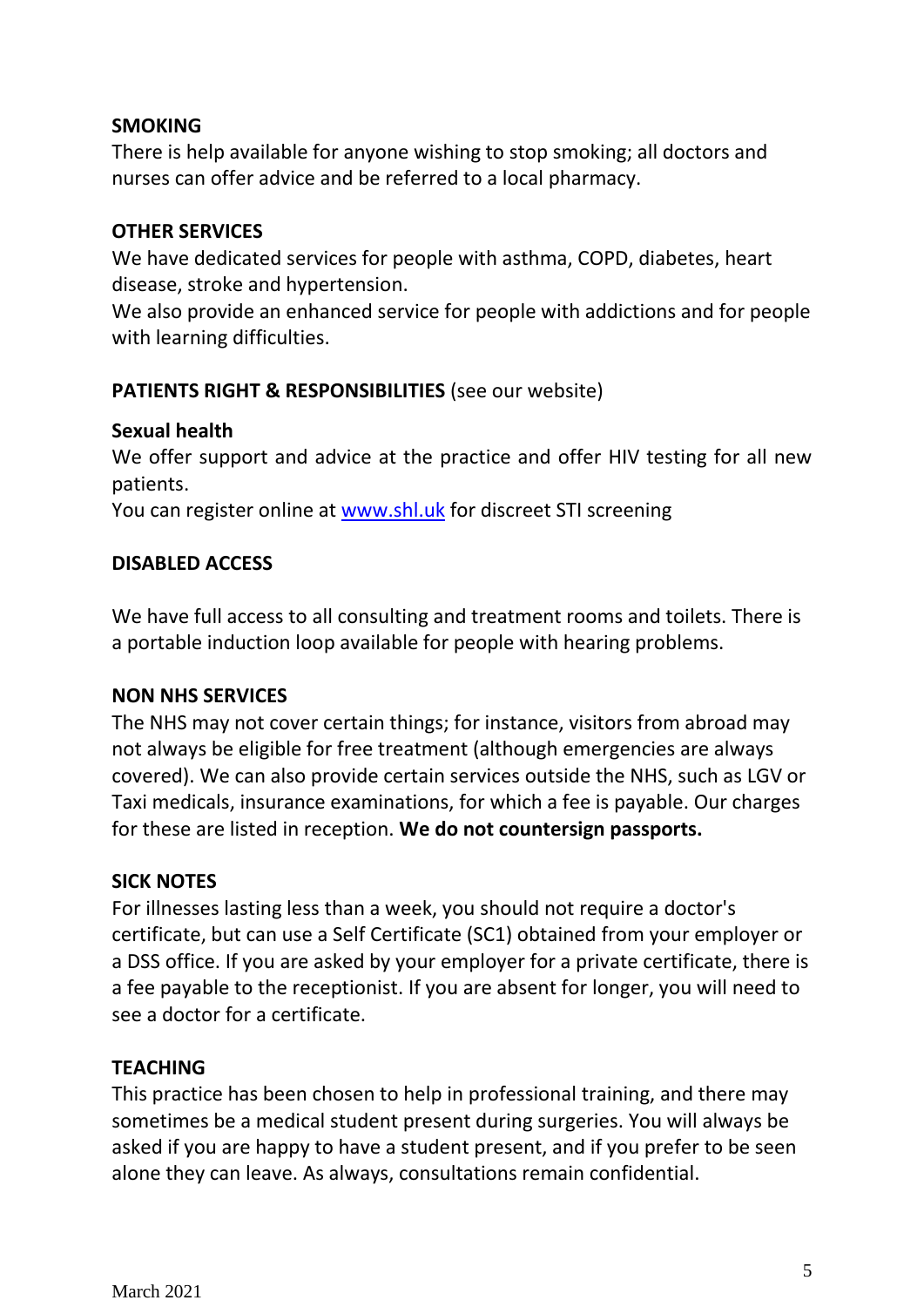## SMOKING

There is help available for anyone wishing to stop smoking; all doctors and nurses can offer advice and be referred to a local pharmacy.

## OTHER SERVICES

We have dedicated services for people with asthma, COPD, diabetes, heart disease, stroke and hypertension.

We also provide an enhanced service for people with addictions and for people with learning difficulties.

**PATIENTS RIGHT & RESPONSIBILITIES** (see our website)

### Sexual health

We offer support and advice at the practice and offer HIV testing for all new patients.

You can register online at [www.shl.uk](www.shl.uk) for discreet STI screening

## DISABLED ACCESS

We have full access to all consulting and treatment rooms and toilets. There is a portable induction loop available for people with hearing problems.

## NON NHS SERVICES

The NHS may not cover certain things; for instance, visitors from abroad may not always be eligible for free treatment (although emergencies are always covered). We can also provide certain services outside the NHS, such as LGV or Taxi medicals, insurance examinations, for which a fee is payable. Our charges for these are listed in reception. **We do not countersign passports.**

## SICK NOTES

For illnesses lasting less than a week, you should not require a doctor's certificate, but can use a Self Certificate (SC1) obtained from your employer or a DSS office. If you are asked by your employer for a private certificate, there is a fee payable to the receptionist. If you are absent for longer, you will need to see a doctor for a certificate.

## TEACHING

This practice has been chosen to help in professional training, and there may sometimes be a medical student present during surgeries. You will always be asked if you are happy to have a student present, and if you prefer to be seen alone they can leave. As always, consultations remain confidential.

March 2021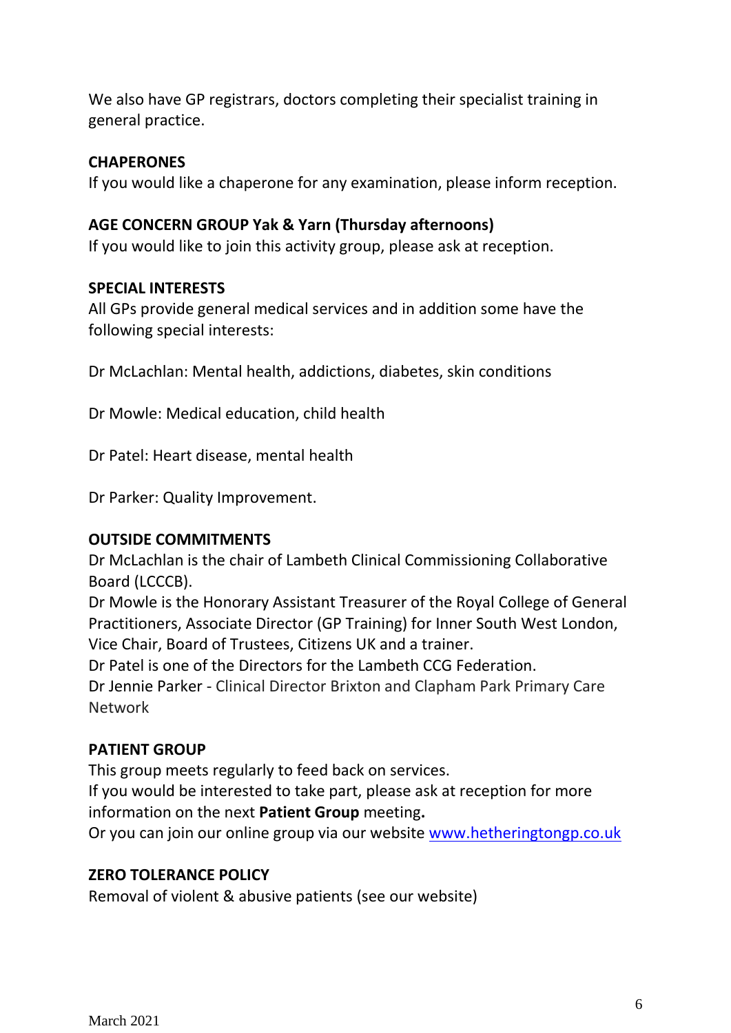We also have GP registrars, doctors completing their specialist training in general practice.

**CHAPERONES**

If you would like a chaperone for any examination, please inform reception.

**AGE CONCERN GROUP Yak & Yarn (Thursday afternoons)**

If you would like to join this activity group, please ask at reception.

**SPECIAL INTERESTS**

All GPs provide general medical services and in addition some have the following special interests:

Dr McLachlan: Mental health, addictions, diabetes, skin conditions

Dr Mowle: Medical education, child health

Dr Patel: Heart disease, mental health

Dr Parker: Quality Improvement.

**OUTSIDE COMMITMENTS**

Dr McLachlan is the chair of Lambeth Clinical Commissioning Collaborative Board (LCCCB).
Dr Mowle is the Honorary Assistant Treasurer of the Royal College of General Practitioners, Associate Director (GP Training) for Inner South West London, Vice Chair, Board of Trustees, Citizens UK and a trainer.
Dr Patel is one of the Directors for the Lambeth CCG Federation.
Dr Jennie Parker - Clinical Director Brixton and Clapham Park Primary Care Network

**PATIENT GROUP**

This group meets regularly to feed back on services.
If you would be interested to take part, please ask at reception for more information on the next **Patient Group** meeting**.**
Or you can join our online group via our website [www.hetheringtongp.co.uk](www.hetheringtongp.co.uk)

**ZERO TOLERANCE POLICY**

Removal of violent & abusive patients (see our website)

March 2021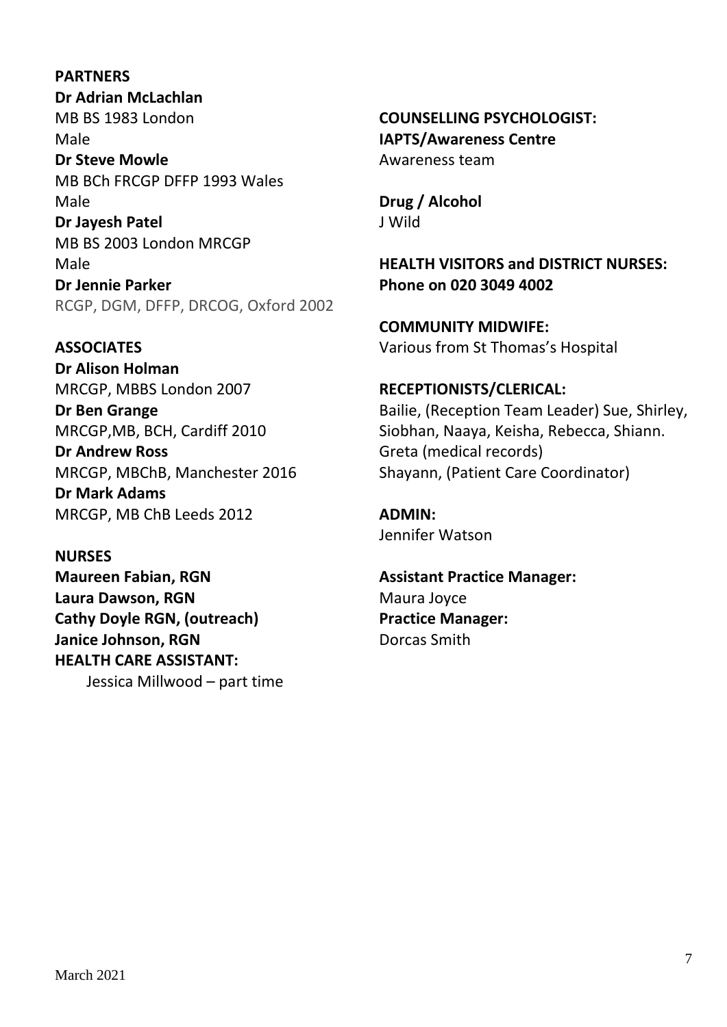**PARTNERS**

**Dr Adrian McLachlan**
MB BS 1983 London
Male

**Dr Steve Mowle**
MB BCh FRCGP DFFP 1993 Wales
Male

**Dr Jayesh Patel**
MB BS 2003 London MRCGP
Male

**Dr Jennie Parker**
RCGP, DGM, DFFP, DRCOG, Oxford 2002

**ASSOCIATES**

**Dr Alison Holman**
MRCGP, MBBS London 2007

**Dr Ben Grange**
MRCGP,MB, BCH, Cardiff 2010

**Dr Andrew Ross**
MRCGP, MBChB, Manchester 2016

**Dr Mark Adams**
MRCGP, MB ChB Leeds 2012

**NURSES**

**Maureen Fabian, RGN**
**Laura Dawson, RGN**
**Cathy Doyle RGN, (outreach)**
**Janice Johnson, RGN**

**HEALTH CARE ASSISTANT:**
Jessica Millwood – part time

**COUNSELLING PSYCHOLOGIST:**
**IAPTS/Awareness Centre**
Awareness team

**Drug / Alcohol**
J Wild

**HEALTH VISITORS and DISTRICT NURSES:**
**Phone on 020 3049 4002**

**COMMUNITY MIDWIFE:**
Various from St Thomas's Hospital

**RECEPTIONISTS/CLERICAL:**
Bailie, (Reception Team Leader) Sue, Shirley, Siobhan, Naaya, Keisha, Rebecca, Shiann.
Greta (medical records)
Shayann, (Patient Care Coordinator)

**ADMIN:**
Jennifer Watson

**Assistant Practice Manager:**
Maura Joyce

**Practice Manager:**
Dorcas Smith

March 2021